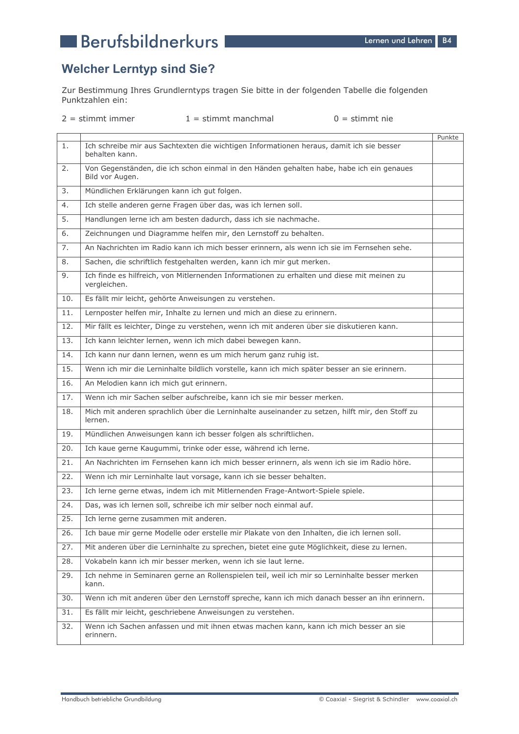# Welcher Lerntyp sind Sie?

Zur Bestimmung Ihres Grundlerntyps tragen Sie bitte in der folgenden Tabelle die folgenden Punktzahlen ein:

2 = stimmt immer    1 = stimmt manchmal    0 = stimmt nie

| | | Punkte |
|---|---|---|
| 1. | Ich schreibe mir aus Sachtexten die wichtigen Informationen heraus, damit ich sie besser behalten kann. | |
| 2. | Von Gegenständen, die ich schon einmal in den Händen gehalten habe, habe ich ein genaues Bild vor Augen. | |
| 3. | Mündlichen Erklärungen kann ich gut folgen. | |
| 4. | Ich stelle anderen gerne Fragen über das, was ich lernen soll. | |
| 5. | Handlungen lerne ich am besten dadurch, dass ich sie nachmache. | |
| 6. | Zeichnungen und Diagramme helfen mir, den Lernstoff zu behalten. | |
| 7. | An Nachrichten im Radio kann ich mich besser erinnern, als wenn ich sie im Fernsehen sehe. | |
| 8. | Sachen, die schriftlich festgehalten werden, kann ich mir gut merken. | |
| 9. | Ich finde es hilfreich, von Mitlernenden Informationen zu erhalten und diese mit meinen zu vergleichen. | |
| 10. | Es fällt mir leicht, gehörte Anweisungen zu verstehen. | |
| 11. | Lernposter helfen mir, Inhalte zu lernen und mich an diese zu erinnern. | |
| 12. | Mir fällt es leichter, Dinge zu verstehen, wenn ich mit anderen über sie diskutieren kann. | |
| 13. | Ich kann leichter lernen, wenn ich mich dabei bewegen kann. | |
| 14. | Ich kann nur dann lernen, wenn es um mich herum ganz ruhig ist. | |
| 15. | Wenn ich mir die Lerninhalte bildlich vorstelle, kann ich mich später besser an sie erinnern. | |
| 16. | An Melodien kann ich mich gut erinnern. | |
| 17. | Wenn ich mir Sachen selber aufschreibe, kann ich sie mir besser merken. | |
| 18. | Mich mit anderen sprachlich über die Lerninhalte auseinander zu setzen, hilft mir, den Stoff zu lernen. | |
| 19. | Mündlichen Anweisungen kann ich besser folgen als schriftlichen. | |
| 20. | Ich kaue gerne Kaugummi, trinke oder esse, während ich lerne. | |
| 21. | An Nachrichten im Fernsehen kann ich mich besser erinnern, als wenn ich sie im Radio höre. | |
| 22. | Wenn ich mir Lerninhalte laut vorsage, kann ich sie besser behalten. | |
| 23. | Ich lerne gerne etwas, indem ich mit Mitlernenden Frage-Antwort-Spiele spiele. | |
| 24. | Das, was ich lernen soll, schreibe ich mir selber noch einmal auf. | |
| 25. | Ich lerne gerne zusammen mit anderen. | |
| 26. | Ich baue mir gerne Modelle oder erstelle mir Plakate von den Inhalten, die ich lernen soll. | |
| 27. | Mit anderen über die Lerninhalte zu sprechen, bietet eine gute Möglichkeit, diese zu lernen. | |
| 28. | Vokabeln kann ich mir besser merken, wenn ich sie laut lerne. | |
| 29. | Ich nehme in Seminaren gerne an Rollenspielen teil, weil ich mir so Lerninhalte besser merken kann. | |
| 30. | Wenn ich mit anderen über den Lernstoff spreche, kann ich mich danach besser an ihn erinnern. | |
| 31. | Es fällt mir leicht, geschriebene Anweisungen zu verstehen. | |
| 32. | Wenn ich Sachen anfassen und mit ihnen etwas machen kann, kann ich mich besser an sie erinnern. | |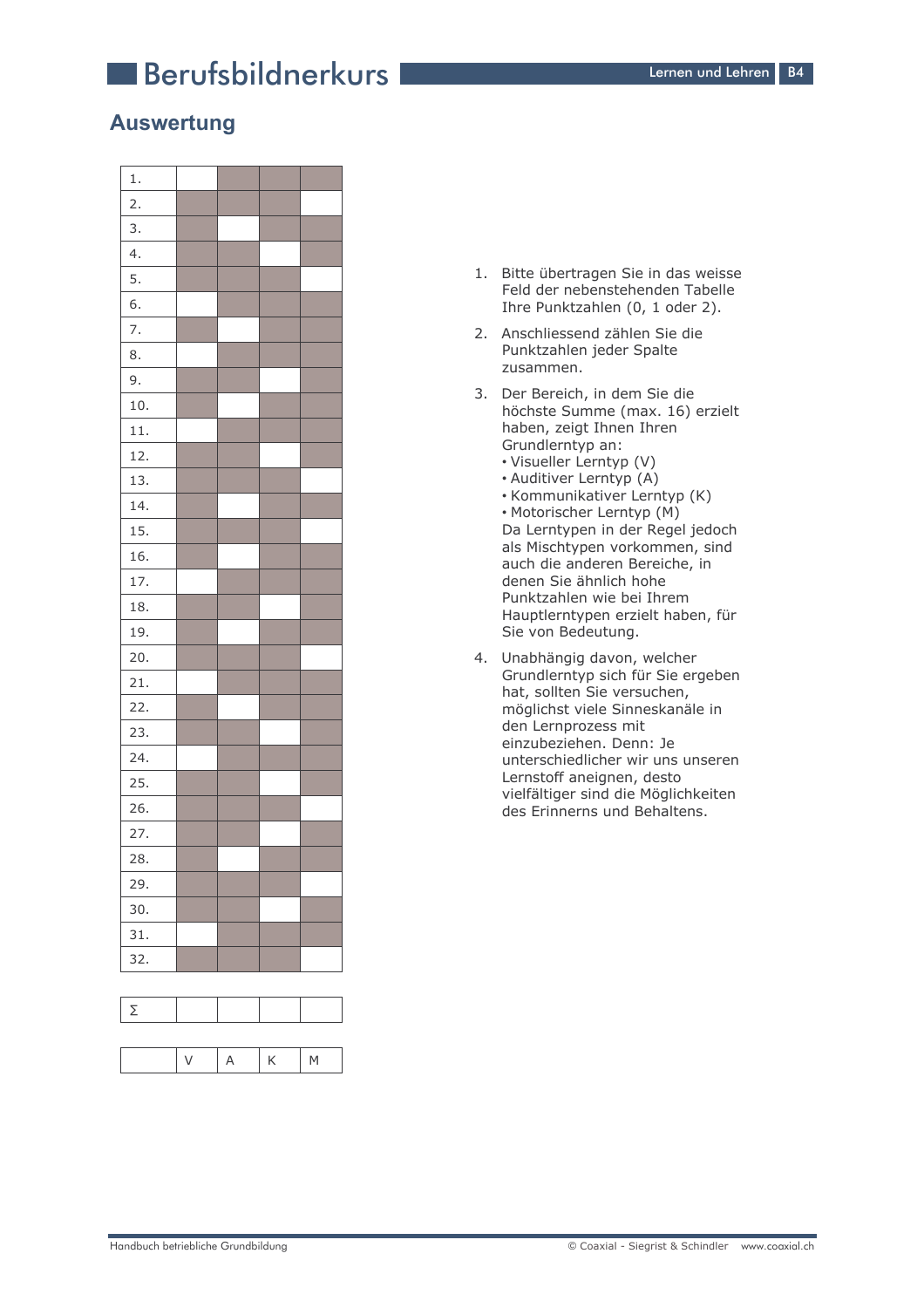| | V | A | K | M |
|---|---|---|---|---|
| 1. | | ■ | ■ | ■ |
| 2. | ■ | ■ | ■ | |
| 3. | ■ | | ■ | ■ |
| 4. | ■ | ■ | | ■ |
| 5. | ■ | ■ | ■ | |
| 6. | | ■ | ■ | ■ |
| 7. | ■ | | ■ | ■ |
| 8. | | ■ | ■ | ■ |
| 9. | ■ | ■ | | ■ |
| 10. | ■ | | ■ | ■ |
| 11. | | ■ | ■ | ■ |
| 12. | ■ | ■ | | ■ |
| 13. | ■ | ■ | ■ | |
| 14. | ■ | | ■ | ■ |
| 15. | ■ | ■ | ■ | |
| 16. | ■ | | ■ | ■ |
| 17. | | ■ | ■ | ■ |
| 18. | ■ | ■ | | ■ |
| 19. | ■ | | ■ | ■ |
| 20. | ■ | ■ | ■ | |
| 21. | | ■ | ■ | ■ |
| 22. | ■ | | ■ | ■ |
| 23. | ■ | ■ | | ■ |
| 24. | | ■ | ■ | ■ |
| 25. | ■ | ■ | | ■ |
| 26. | ■ | ■ | ■ | |
| 27. | ■ | ■ | | ■ |
| 28. | ■ | | ■ | ■ |
| 29. | ■ | ■ | ■ | |
| 30. | ■ | ■ | | ■ |
| 31. | | ■ | ■ | ■ |
| 32. | ■ | ■ | ■ | |
| Σ | | | | |

1. Bitte übertragen Sie in das weisse Feld der nebenstehenden Tabelle Ihre Punktzahlen (0, 1 oder 2).
2. Anschliessend zählen Sie die Punktzahlen jeder Spalte zusammen.
3. Der Bereich, in dem Sie die höchste Summe (max. 16) erzielt haben, zeigt Ihnen Ihren Grundlerntyp an:
   - Visueller Lerntyp (V)
   - Auditiver Lerntyp (A)
   - Kommunikativer Lerntyp (K)
   - Motorischer Lerntyp (M)

   Da Lerntypen in der Regel jedoch als Mischtypen vorkommen, sind auch die anderen Bereiche, in denen Sie ähnlich hohe Punktzahlen wie bei Ihrem Hauptlerntypen erzielt haben, für Sie von Bedeutung.
4. Unabhängig davon, welcher Grundlerntyp sich für Sie ergeben hat, sollten Sie versuchen, möglichst viele Sinneskanäle in den Lernprozess mit einzubeziehen. Denn: Je unterschiedlicher wir uns unseren Lernstoff aneignen, desto vielfältiger sind die Möglichkeiten des Erinnerns und Behaltens.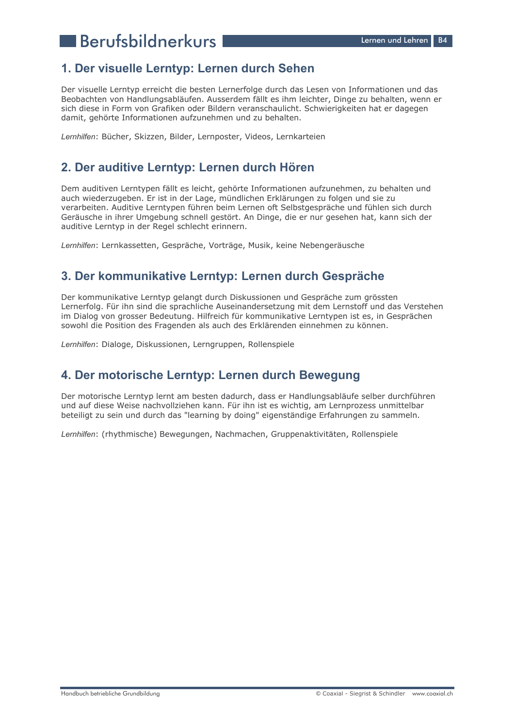## 1. Der visuelle Lerntyp: Lernen durch Sehen

Der visuelle Lerntyp erreicht die besten Lernerfolge durch das Lesen von Informationen und das Beobachten von Handlungsabläufen. Ausserdem fällt es ihm leichter, Dinge zu behalten, wenn er sich diese in Form von Grafiken oder Bildern veranschaulicht. Schwierigkeiten hat er dagegen damit, gehörte Informationen aufzunehmen und zu behalten.

*Lernhilfen*: Bücher, Skizzen, Bilder, Lernposter, Videos, Lernkarteien

## 2. Der auditive Lerntyp: Lernen durch Hören

Dem auditiven Lerntypen fällt es leicht, gehörte Informationen aufzunehmen, zu behalten und auch wiederzugeben. Er ist in der Lage, mündlichen Erklärungen zu folgen und sie zu verarbeiten. Auditive Lerntypen führen beim Lernen oft Selbstgespräche und fühlen sich durch Geräusche in ihrer Umgebung schnell gestört. An Dinge, die er nur gesehen hat, kann sich der auditive Lerntyp in der Regel schlecht erinnern.

*Lernhilfen*: Lernkassetten, Gespräche, Vorträge, Musik, keine Nebengeräusche

## 3. Der kommunikative Lerntyp: Lernen durch Gespräche

Der kommunikative Lerntyp gelangt durch Diskussionen und Gespräche zum grössten Lernerfolg. Für ihn sind die sprachliche Auseinandersetzung mit dem Lernstoff und das Verstehen im Dialog von grosser Bedeutung. Hilfreich für kommunikative Lerntypen ist es, in Gesprächen sowohl die Position des Fragenden als auch des Erklärenden einnehmen zu können.

*Lernhilfen*: Dialoge, Diskussionen, Lerngruppen, Rollenspiele

## 4. Der motorische Lerntyp: Lernen durch Bewegung

Der motorische Lerntyp lernt am besten dadurch, dass er Handlungsabläufe selber durchführen und auf diese Weise nachvollziehen kann. Für ihn ist es wichtig, am Lernprozess unmittelbar beteiligt zu sein und durch das "learning by doing" eigenständige Erfahrungen zu sammeln.

*Lernhilfen*: (rhythmische) Bewegungen, Nachmachen, Gruppenaktivitäten, Rollenspiele